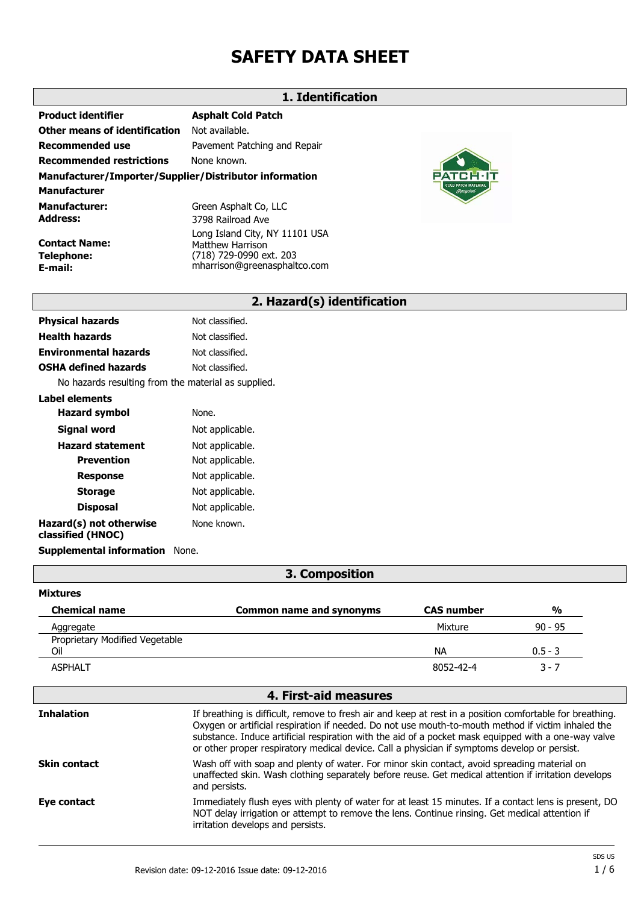# SAFETY DATA SHEET

## 1. Identification

**Product identifier** Asphalt Cold Patch

**Other means of identification** Not available.

**Recommended use** Pavement Patching and Repair

**Recommended restrictions** None known.

**Manufacturer/Importer/Supplier/Distributor information**

**Manufacturer**

**Manufacturer:** Green Asphalt Co, LLC

**Address:** 3798 Railroad Ave
Long Island City, NY 11101 USA

**Contact Name:** Matthew Harrison

**Telephone:** (718) 729-0990 ext. 203

**E-mail:** mharrison@greenasphaltco.com

## 2. Hazard(s) identification

**Physical hazards** Not classified.

**Health hazards** Not classified.

**Environmental hazards** Not classified.

**OSHA defined hazards** Not classified.

No hazards resulting from the material as supplied.

**Label elements**

- **Hazard symbol** None.
- **Signal word** Not applicable.
- **Hazard statement** Not applicable.
  - **Prevention** Not applicable.
  - **Response** Not applicable.
  - **Storage** Not applicable.
  - **Disposal** Not applicable.

**Hazard(s) not otherwise classified (HNOC)** None known.

**Supplemental information** None.

## 3. Composition

**Mixtures**

| Chemical name | Common name and synonyms | CAS number | % |
|---|---|---|---|
| Aggregate | | Mixture | 90 - 95 |
| Proprietary Modified Vegetable Oil | | NA | 0.5 - 3 |
| ASPHALT | | 8052-42-4 | 3 - 7 |

## 4. First-aid measures

**Inhalation** If breathing is difficult, remove to fresh air and keep at rest in a position comfortable for breathing. Oxygen or artificial respiration if needed. Do not use mouth-to-mouth method if victim inhaled the substance. Induce artificial respiration with the aid of a pocket mask equipped with a one-way valve or other proper respiratory medical device. Call a physician if symptoms develop or persist.

**Skin contact** Wash off with soap and plenty of water. For minor skin contact, avoid spreading material on unaffected skin. Wash clothing separately before reuse. Get medical attention if irritation develops and persists.

**Eye contact** Immediately flush eyes with plenty of water for at least 15 minutes. If a contact lens is present, DO NOT delay irrigation or attempt to remove the lens. Continue rinsing. Get medical attention if irritation develops and persists.

Revision date: 09-12-2016 Issue date: 09-12-2016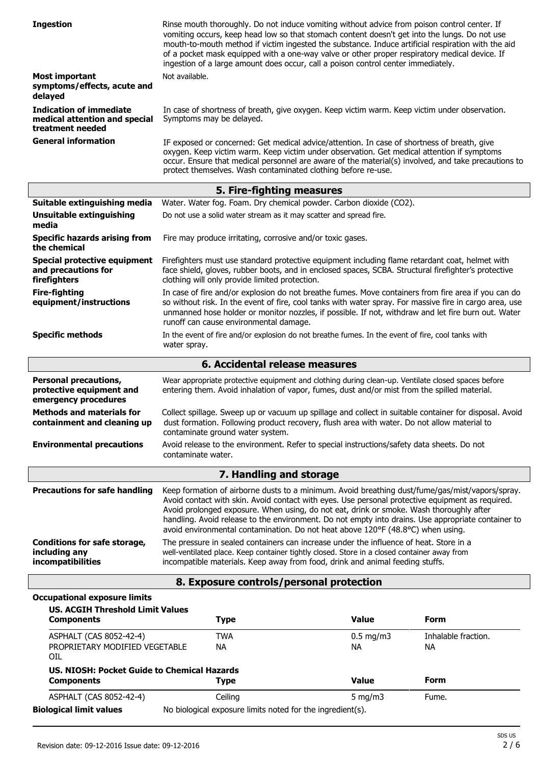**Ingestion**

Rinse mouth thoroughly. Do not induce vomiting without advice from poison control center. If vomiting occurs, keep head low so that stomach content doesn't get into the lungs. Do not use mouth-to-mouth method if victim ingested the substance. Induce artificial respiration with the aid of a pocket mask equipped with a one-way valve or other proper respiratory medical device. If ingestion of a large amount does occur, call a poison control center immediately.

**Most important symptoms/effects, acute and delayed**

Not available.

**Indication of immediate medical attention and special treatment needed**

In case of shortness of breath, give oxygen. Keep victim warm. Keep victim under observation. Symptoms may be delayed.

**General information**

IF exposed or concerned: Get medical advice/attention. In case of shortness of breath, give oxygen. Keep victim warm. Keep victim under observation. Get medical attention if symptoms occur. Ensure that medical personnel are aware of the material(s) involved, and take precautions to protect themselves. Wash contaminated clothing before re-use.

## 5. Fire-fighting measures

**Suitable extinguishing media**

Water. Water fog. Foam. Dry chemical powder. Carbon dioxide ($CO_2$).

**Unsuitable extinguishing media**

Do not use a solid water stream as it may scatter and spread fire.

**Specific hazards arising from the chemical**

Fire may produce irritating, corrosive and/or toxic gases.

**Special protective equipment and precautions for firefighters**

Firefighters must use standard protective equipment including flame retardant coat, helmet with face shield, gloves, rubber boots, and in enclosed spaces, SCBA. Structural firefighter's protective clothing will only provide limited protection.

**Fire-fighting equipment/instructions**

In case of fire and/or explosion do not breathe fumes. Move containers from fire area if you can do so without risk. In the event of fire, cool tanks with water spray. For massive fire in cargo area, use unmanned hose holder or monitor nozzles, if possible. If not, withdraw and let fire burn out. Water runoff can cause environmental damage.

**Specific methods**

In the event of fire and/or explosion do not breathe fumes. In the event of fire, cool tanks with water spray.

## 6. Accidental release measures

**Personal precautions, protective equipment and emergency procedures**

Wear appropriate protective equipment and clothing during clean-up. Ventilate closed spaces before entering them. Avoid inhalation of vapor, fumes, dust and/or mist from the spilled material.

**Methods and materials for containment and cleaning up**

Collect spillage. Sweep up or vacuum up spillage and collect in suitable container for disposal. Avoid dust formation. Following product recovery, flush area with water. Do not allow material to contaminate ground water system.

**Environmental precautions**

Avoid release to the environment. Refer to special instructions/safety data sheets. Do not contaminate water.

## 7. Handling and storage

**Precautions for safe handling**

Keep formation of airborne dusts to a minimum. Avoid breathing dust/fume/gas/mist/vapors/spray. Avoid contact with skin. Avoid contact with eyes. Use personal protective equipment as required. Avoid prolonged exposure. When using, do not eat, drink or smoke. Wash thoroughly after handling. Avoid release to the environment. Do not empty into drains. Use appropriate container to avoid environmental contamination. Do not heat above 120°F (48.8°C) when using.

**Conditions for safe storage, including any incompatibilities**

The pressure in sealed containers can increase under the influence of heat. Store in a well-ventilated place. Keep container tightly closed. Store in a closed container away from incompatible materials. Keep away from food, drink and animal feeding stuffs.

## 8. Exposure controls/personal protection

**Occupational exposure limits**

**US. ACGIH Threshold Limit Values**

| Components | Type | Value | Form |
|---|---|---|---|
| ASPHALT (CAS 8052-42-4) | TWA | 0.5 mg/m3 | Inhalable fraction. |
| PROPRIETARY MODIFIED VEGETABLE OIL | NA | NA | NA |

**US. NIOSH: Pocket Guide to Chemical Hazards**

| Components | Type | Value | Form |
|---|---|---|---|
| ASPHALT (CAS 8052-42-4) | Ceiling | 5 mg/m3 | Fume. |

**Biological limit values**

No biological exposure limits noted for the ingredient(s).

Revision date: 09-12-2016 Issue date: 09-12-2016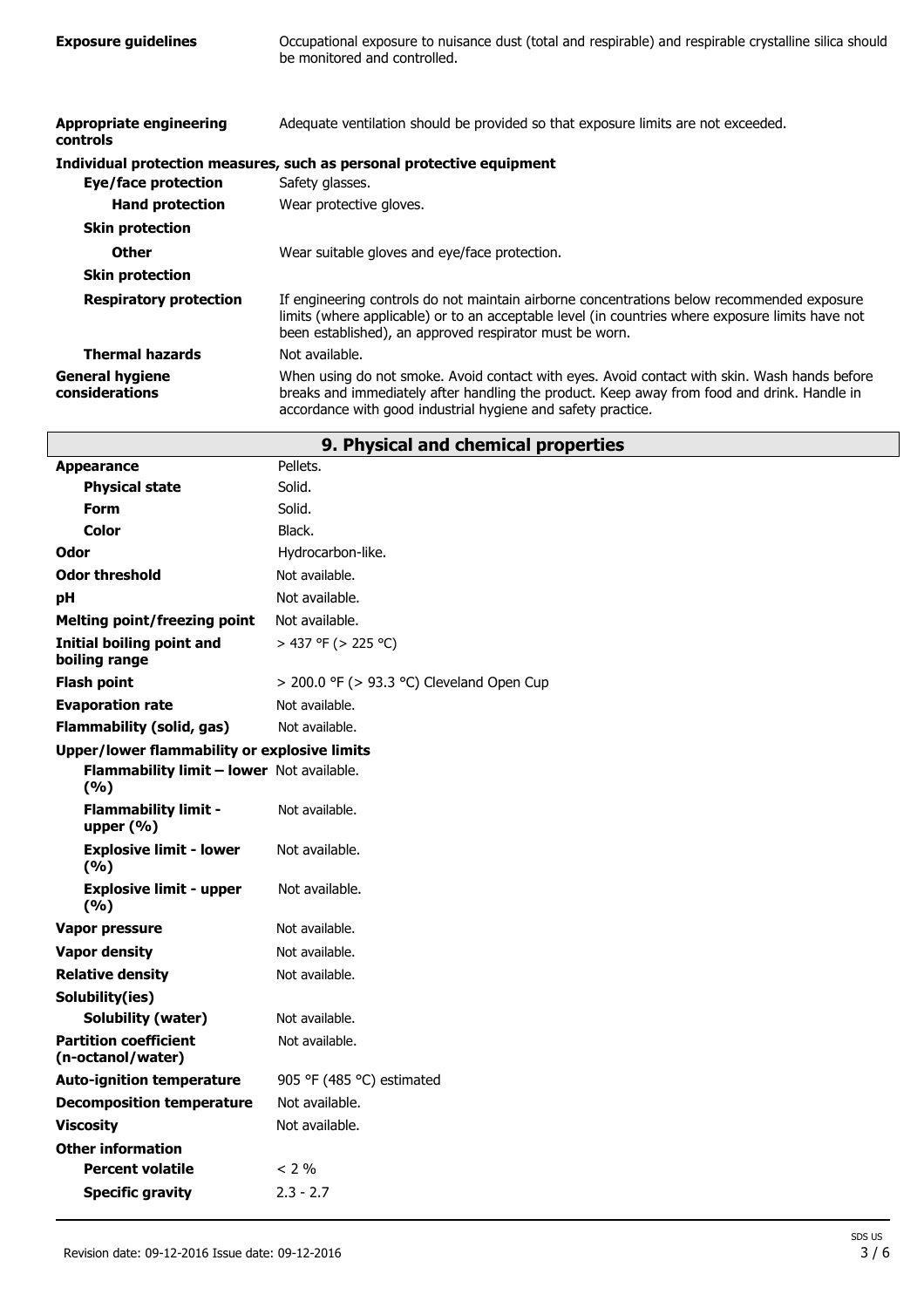| | |
|---|---|
| **Exposure guidelines** | Occupational exposure to nuisance dust (total and respirable) and respirable crystalline silica should be monitored and controlled. |
| **Appropriate engineering controls** | Adequate ventilation should be provided so that exposure limits are not exceeded. |

**Individual protection measures, such as personal protective equipment**

| | |
|---|---|
| **Eye/face protection** | Safety glasses. |
| **Hand protection** | Wear protective gloves. |
| **Skin protection** | |
| **Other** | Wear suitable gloves and eye/face protection. |
| **Skin protection** | |
| **Respiratory protection** | If engineering controls do not maintain airborne concentrations below recommended exposure limits (where applicable) or to an acceptable level (in countries where exposure limits have not been established), an approved respirator must be worn. |
| **Thermal hazards** | Not available. |
| **General hygiene considerations** | When using do not smoke. Avoid contact with eyes. Avoid contact with skin. Wash hands before breaks and immediately after handling the product. Keep away from food and drink. Handle in accordance with good industrial hygiene and safety practice. |

## 9. Physical and chemical properties

| | |
|---|---|
| **Appearance** | Pellets. |
| **Physical state** | Solid. |
| **Form** | Solid. |
| **Color** | Black. |
| **Odor** | Hydrocarbon-like. |
| **Odor threshold** | Not available. |
| **pH** | Not available. |
| **Melting point/freezing point** | Not available. |
| **Initial boiling point and boiling range** | > 437 °F (> 225 °C) |
| **Flash point** | > 200.0 °F (> 93.3 °C) Cleveland Open Cup |
| **Evaporation rate** | Not available. |
| **Flammability (solid, gas)** | Not available. |
| **Upper/lower flammability or explosive limits** | |
| **Flammability limit – lower (%)** | Not available. |
| **Flammability limit - upper (%)** | Not available. |
| **Explosive limit - lower (%)** | Not available. |
| **Explosive limit - upper (%)** | Not available. |
| **Vapor pressure** | Not available. |
| **Vapor density** | Not available. |
| **Relative density** | Not available. |
| **Solubility(ies)** | |
| **Solubility (water)** | Not available. |
| **Partition coefficient (n-octanol/water)** | Not available. |
| **Auto-ignition temperature** | 905 °F (485 °C) estimated |
| **Decomposition temperature** | Not available. |
| **Viscosity** | Not available. |
| **Other information** | |
| **Percent volatile** | < 2 % |
| **Specific gravity** | 2.3 - 2.7 |

Revision date: 09-12-2016 Issue date: 09-12-2016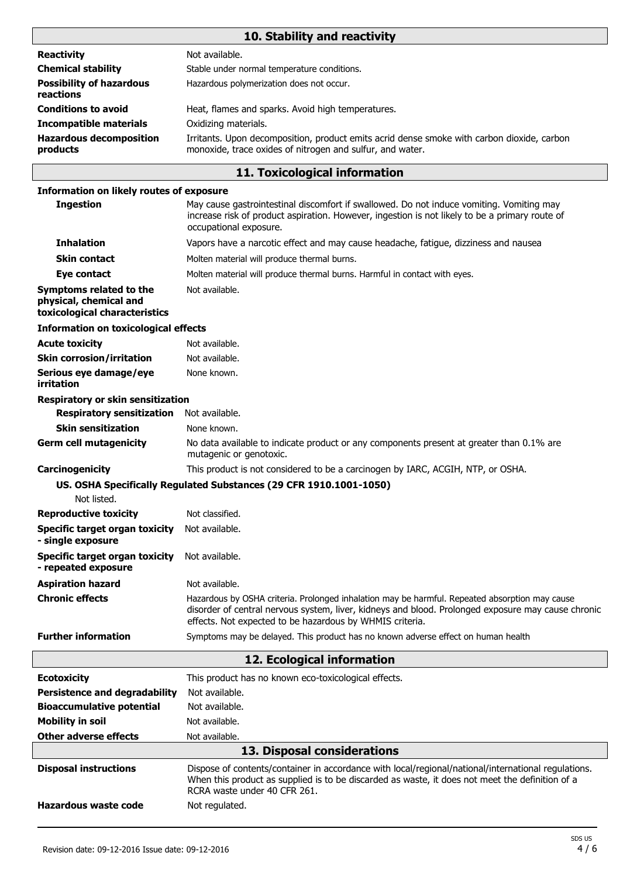## 10. Stability and reactivity

| | |
|---|---|
| **Reactivity** | Not available. |
| **Chemical stability** | Stable under normal temperature conditions. |
| **Possibility of hazardous reactions** | Hazardous polymerization does not occur. |
| **Conditions to avoid** | Heat, flames and sparks. Avoid high temperatures. |
| **Incompatible materials** | Oxidizing materials. |
| **Hazardous decomposition products** | Irritants. Upon decomposition, product emits acrid dense smoke with carbon dioxide, carbon monoxide, trace oxides of nitrogen and sulfur, and water. |

## 11. Toxicological information

**Information on likely routes of exposure**

| | |
|---|---|
| **Ingestion** | May cause gastrointestinal discomfort if swallowed. Do not induce vomiting. Vomiting may increase risk of product aspiration. However, ingestion is not likely to be a primary route of occupational exposure. |
| **Inhalation** | Vapors have a narcotic effect and may cause headache, fatigue, dizziness and nausea |
| **Skin contact** | Molten material will produce thermal burns. |
| **Eye contact** | Molten material will produce thermal burns. Harmful in contact with eyes. |
| **Symptoms related to the physical, chemical and toxicological characteristics** | Not available. |

**Information on toxicological effects**

| | |
|---|---|
| **Acute toxicity** | Not available. |
| **Skin corrosion/irritation** | Not available. |
| **Serious eye damage/eye irritation** | None known. |

**Respiratory or skin sensitization**

| | |
|---|---|
| **Respiratory sensitization** | Not available. |
| **Skin sensitization** | None known. |
| **Germ cell mutagenicity** | No data available to indicate product or any components present at greater than 0.1% are mutagenic or genotoxic. |
| **Carcinogenicity** | This product is not considered to be a carcinogen by IARC, ACGIH, NTP, or OSHA. |

**US. OSHA Specifically Regulated Substances (29 CFR 1910.1001-1050)**

Not listed.

| | |
|---|---|
| **Reproductive toxicity** | Not classified. |
| **Specific target organ toxicity - single exposure** | Not available. |
| **Specific target organ toxicity - repeated exposure** | Not available. |
| **Aspiration hazard** | Not available. |
| **Chronic effects** | Hazardous by OSHA criteria. Prolonged inhalation may be harmful. Repeated absorption may cause disorder of central nervous system, liver, kidneys and blood. Prolonged exposure may cause chronic effects. Not expected to be hazardous by WHMIS criteria. |
| **Further information** | Symptoms may be delayed. This product has no known adverse effect on human health |

## 12. Ecological information

| | |
|---|---|
| **Ecotoxicity** | This product has no known eco-toxicological effects. |
| **Persistence and degradability** | Not available. |
| **Bioaccumulative potential** | Not available. |
| **Mobility in soil** | Not available. |
| **Other adverse effects** | Not available. |

## 13. Disposal considerations

| | |
|---|---|
| **Disposal instructions** | Dispose of contents/container in accordance with local/regional/national/international regulations. When this product as supplied is to be discarded as waste, it does not meet the definition of a RCRA waste under 40 CFR 261. |
| **Hazardous waste code** | Not regulated. |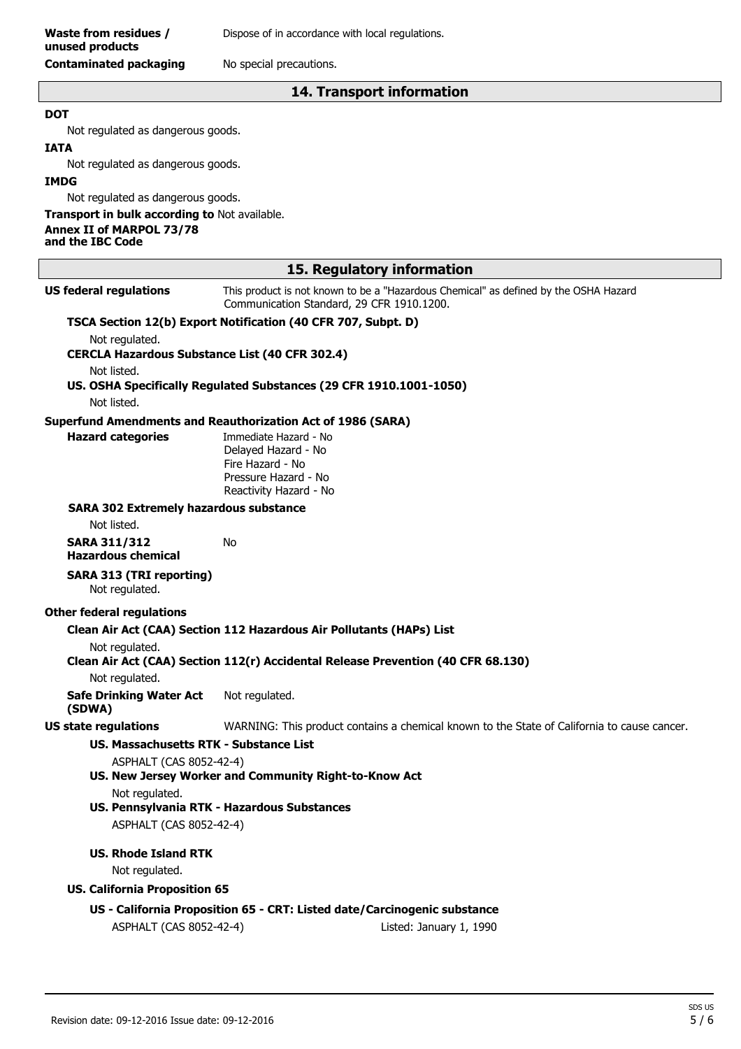**Waste from residues / unused products** Dispose of in accordance with local regulations.

**Contaminated packaging** No special precautions.

## 14. Transport information

**DOT**

Not regulated as dangerous goods.

**IATA**

Not regulated as dangerous goods.

**IMDG**

Not regulated as dangerous goods.

**Transport in bulk according to Annex II of MARPOL 73/78 and the IBC Code** Not available.

## 15. Regulatory information

**US federal regulations** This product is not known to be a "Hazardous Chemical" as defined by the OSHA Hazard Communication Standard, 29 CFR 1910.1200.

**TSCA Section 12(b) Export Notification (40 CFR 707, Subpt. D)**

Not regulated.

**CERCLA Hazardous Substance List (40 CFR 302.4)**

Not listed.

**US. OSHA Specifically Regulated Substances (29 CFR 1910.1001-1050)**

Not listed.

**Superfund Amendments and Reauthorization Act of 1986 (SARA)**

**Hazard categories**

Immediate Hazard - No
Delayed Hazard - No
Fire Hazard - No
Pressure Hazard - No
Reactivity Hazard - No

**SARA 302 Extremely hazardous substance**

Not listed.

**SARA 311/312 Hazardous chemical** No

**SARA 313 (TRI reporting)**

Not regulated.

**Other federal regulations**

**Clean Air Act (CAA) Section 112 Hazardous Air Pollutants (HAPs) List**

Not regulated.

**Clean Air Act (CAA) Section 112(r) Accidental Release Prevention (40 CFR 68.130)**

Not regulated.

**Safe Drinking Water Act (SDWA)** Not regulated.

**US state regulations** WARNING: This product contains a chemical known to the State of California to cause cancer.

**US. Massachusetts RTK - Substance List**

ASPHALT (CAS 8052-42-4)

**US. New Jersey Worker and Community Right-to-Know Act**

Not regulated.

**US. Pennsylvania RTK - Hazardous Substances**

ASPHALT (CAS 8052-42-4)

**US. Rhode Island RTK**

Not regulated.

**US. California Proposition 65**

**US - California Proposition 65 - CRT: Listed date/Carcinogenic substance**

ASPHALT (CAS 8052-42-4) Listed: January 1, 1990

Revision date: 09-12-2016 Issue date: 09-12-2016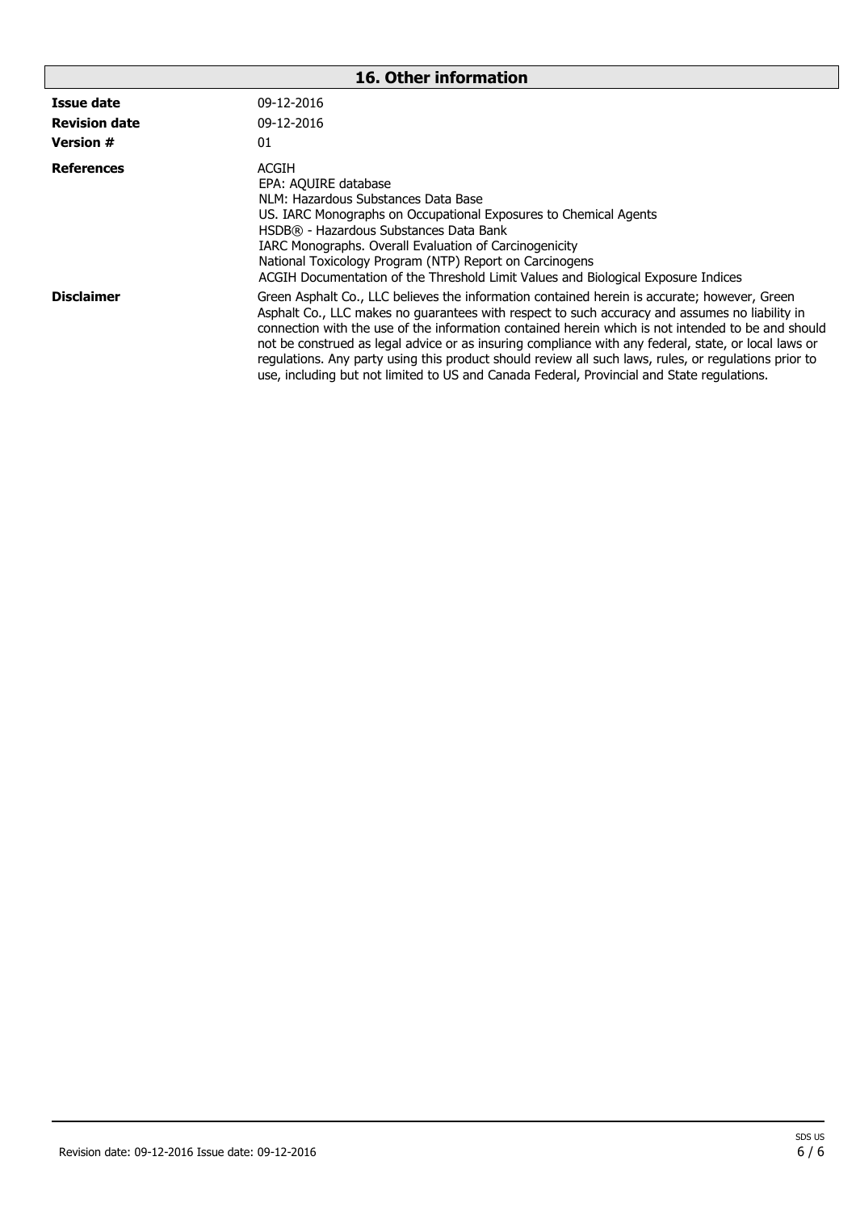## 16. Other information

**Issue date** 09-12-2016

**Revision date** 09-12-2016

**Version #** 01

**References**

ACGIH
EPA: AQUIRE database
NLM: Hazardous Substances Data Base
US. IARC Monographs on Occupational Exposures to Chemical Agents
HSDB® - Hazardous Substances Data Bank
IARC Monographs. Overall Evaluation of Carcinogenicity
National Toxicology Program (NTP) Report on Carcinogens
ACGIH Documentation of the Threshold Limit Values and Biological Exposure Indices

**Disclaimer**

Green Asphalt Co., LLC believes the information contained herein is accurate; however, Green Asphalt Co., LLC makes no guarantees with respect to such accuracy and assumes no liability in connection with the use of the information contained herein which is not intended to be and should not be construed as legal advice or as insuring compliance with any federal, state, or local laws or regulations. Any party using this product should review all such laws, rules, or regulations prior to use, including but not limited to US and Canada Federal, Provincial and State regulations.